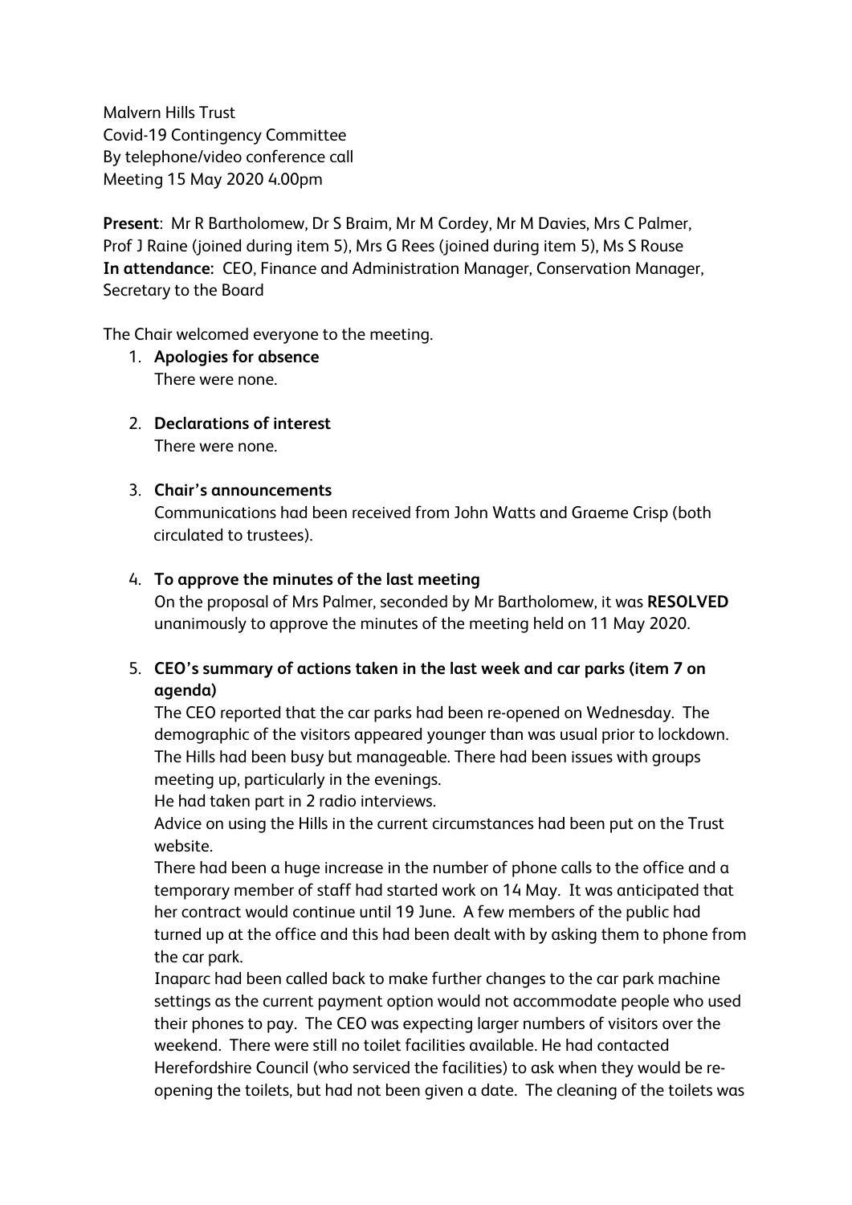Malvern Hills Trust
Covid-19 Contingency Committee
By telephone/video conference call
Meeting 15 May 2020 4.00pm

**Present**: Mr R Bartholomew, Dr S Braim, Mr M Cordey, Mr M Davies, Mrs C Palmer, Prof J Raine (joined during item 5), Mrs G Rees (joined during item 5), Ms S Rouse
**In attendance:** CEO, Finance and Administration Manager, Conservation Manager, Secretary to the Board

The Chair welcomed everyone to the meeting.

1. **Apologies for absence**
   There were none.

2. **Declarations of interest**
   There were none.

3. **Chair's announcements**
   Communications had been received from John Watts and Graeme Crisp (both circulated to trustees).

4. **To approve the minutes of the last meeting**
   On the proposal of Mrs Palmer, seconded by Mr Bartholomew, it was **RESOLVED** unanimously to approve the minutes of the meeting held on 11 May 2020.

5. **CEO's summary of actions taken in the last week and car parks (item 7 on agenda)**
   The CEO reported that the car parks had been re-opened on Wednesday. The demographic of the visitors appeared younger than was usual prior to lockdown. The Hills had been busy but manageable. There had been issues with groups meeting up, particularly in the evenings.
   He had taken part in 2 radio interviews.
   Advice on using the Hills in the current circumstances had been put on the Trust website.
   There had been a huge increase in the number of phone calls to the office and a temporary member of staff had started work on 14 May. It was anticipated that her contract would continue until 19 June. A few members of the public had turned up at the office and this had been dealt with by asking them to phone from the car park.
   Inaparc had been called back to make further changes to the car park machine settings as the current payment option would not accommodate people who used their phones to pay. The CEO was expecting larger numbers of visitors over the weekend. There were still no toilet facilities available. He had contacted Herefordshire Council (who serviced the facilities) to ask when they would be re-opening the toilets, but had not been given a date. The cleaning of the toilets was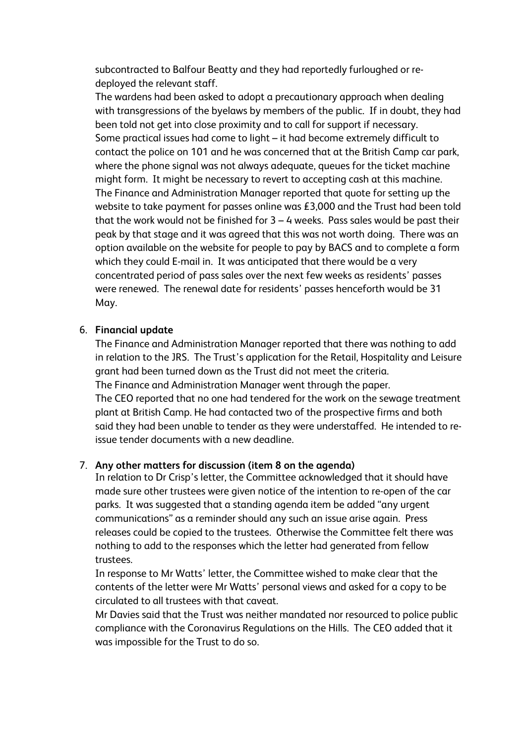subcontracted to Balfour Beatty and they had reportedly furloughed or re-deployed the relevant staff.

The wardens had been asked to adopt a precautionary approach when dealing with transgressions of the byelaws by members of the public. If in doubt, they had been told not get into close proximity and to call for support if necessary.

Some practical issues had come to light – it had become extremely difficult to contact the police on 101 and he was concerned that at the British Camp car park, where the phone signal was not always adequate, queues for the ticket machine might form. It might be necessary to revert to accepting cash at this machine.

The Finance and Administration Manager reported that quote for setting up the website to take payment for passes online was £3,000 and the Trust had been told that the work would not be finished for 3 – 4 weeks. Pass sales would be past their peak by that stage and it was agreed that this was not worth doing. There was an option available on the website for people to pay by BACS and to complete a form which they could E-mail in. It was anticipated that there would be a very concentrated period of pass sales over the next few weeks as residents' passes were renewed. The renewal date for residents' passes henceforth would be 31 May.

6. **Financial update**

The Finance and Administration Manager reported that there was nothing to add in relation to the JRS. The Trust's application for the Retail, Hospitality and Leisure grant had been turned down as the Trust did not meet the criteria.

The Finance and Administration Manager went through the paper.

The CEO reported that no one had tendered for the work on the sewage treatment plant at British Camp. He had contacted two of the prospective firms and both said they had been unable to tender as they were understaffed. He intended to re-issue tender documents with a new deadline.

7. **Any other matters for discussion (item 8 on the agenda)**

In relation to Dr Crisp's letter, the Committee acknowledged that it should have made sure other trustees were given notice of the intention to re-open of the car parks. It was suggested that a standing agenda item be added "any urgent communications" as a reminder should any such an issue arise again. Press releases could be copied to the trustees. Otherwise the Committee felt there was nothing to add to the responses which the letter had generated from fellow trustees.

In response to Mr Watts' letter, the Committee wished to make clear that the contents of the letter were Mr Watts' personal views and asked for a copy to be circulated to all trustees with that caveat.

Mr Davies said that the Trust was neither mandated nor resourced to police public compliance with the Coronavirus Regulations on the Hills. The CEO added that it was impossible for the Trust to do so.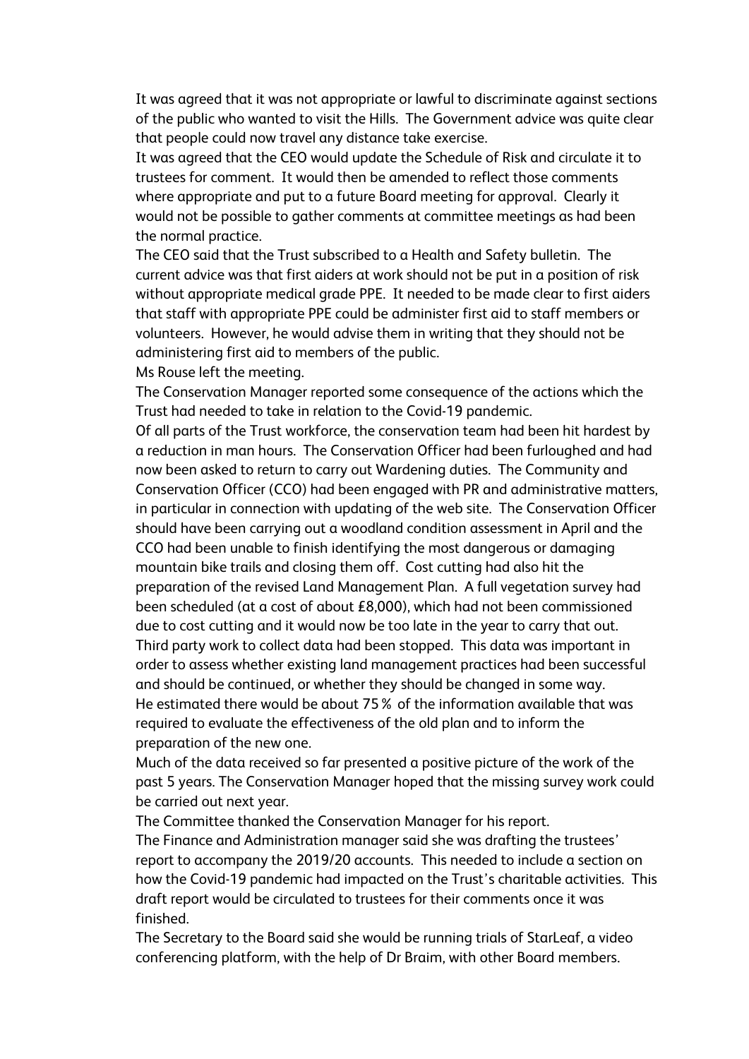It was agreed that it was not appropriate or lawful to discriminate against sections of the public who wanted to visit the Hills. The Government advice was quite clear that people could now travel any distance take exercise.

It was agreed that the CEO would update the Schedule of Risk and circulate it to trustees for comment. It would then be amended to reflect those comments where appropriate and put to a future Board meeting for approval. Clearly it would not be possible to gather comments at committee meetings as had been the normal practice.

The CEO said that the Trust subscribed to a Health and Safety bulletin. The current advice was that first aiders at work should not be put in a position of risk without appropriate medical grade PPE. It needed to be made clear to first aiders that staff with appropriate PPE could be administer first aid to staff members or volunteers. However, he would advise them in writing that they should not be administering first aid to members of the public.

Ms Rouse left the meeting.

The Conservation Manager reported some consequence of the actions which the Trust had needed to take in relation to the Covid-19 pandemic.

Of all parts of the Trust workforce, the conservation team had been hit hardest by a reduction in man hours. The Conservation Officer had been furloughed and had now been asked to return to carry out Wardening duties. The Community and Conservation Officer (CCO) had been engaged with PR and administrative matters, in particular in connection with updating of the web site. The Conservation Officer should have been carrying out a woodland condition assessment in April and the CCO had been unable to finish identifying the most dangerous or damaging mountain bike trails and closing them off. Cost cutting had also hit the preparation of the revised Land Management Plan. A full vegetation survey had been scheduled (at a cost of about £8,000), which had not been commissioned due to cost cutting and it would now be too late in the year to carry that out. Third party work to collect data had been stopped. This data was important in order to assess whether existing land management practices had been successful and should be continued, or whether they should be changed in some way.

He estimated there would be about 75 % of the information available that was required to evaluate the effectiveness of the old plan and to inform the preparation of the new one.

Much of the data received so far presented a positive picture of the work of the past 5 years. The Conservation Manager hoped that the missing survey work could be carried out next year.

The Committee thanked the Conservation Manager for his report.

The Finance and Administration manager said she was drafting the trustees' report to accompany the 2019/20 accounts. This needed to include a section on how the Covid-19 pandemic had impacted on the Trust's charitable activities. This draft report would be circulated to trustees for their comments once it was finished.

The Secretary to the Board said she would be running trials of StarLeaf, a video conferencing platform, with the help of Dr Braim, with other Board members.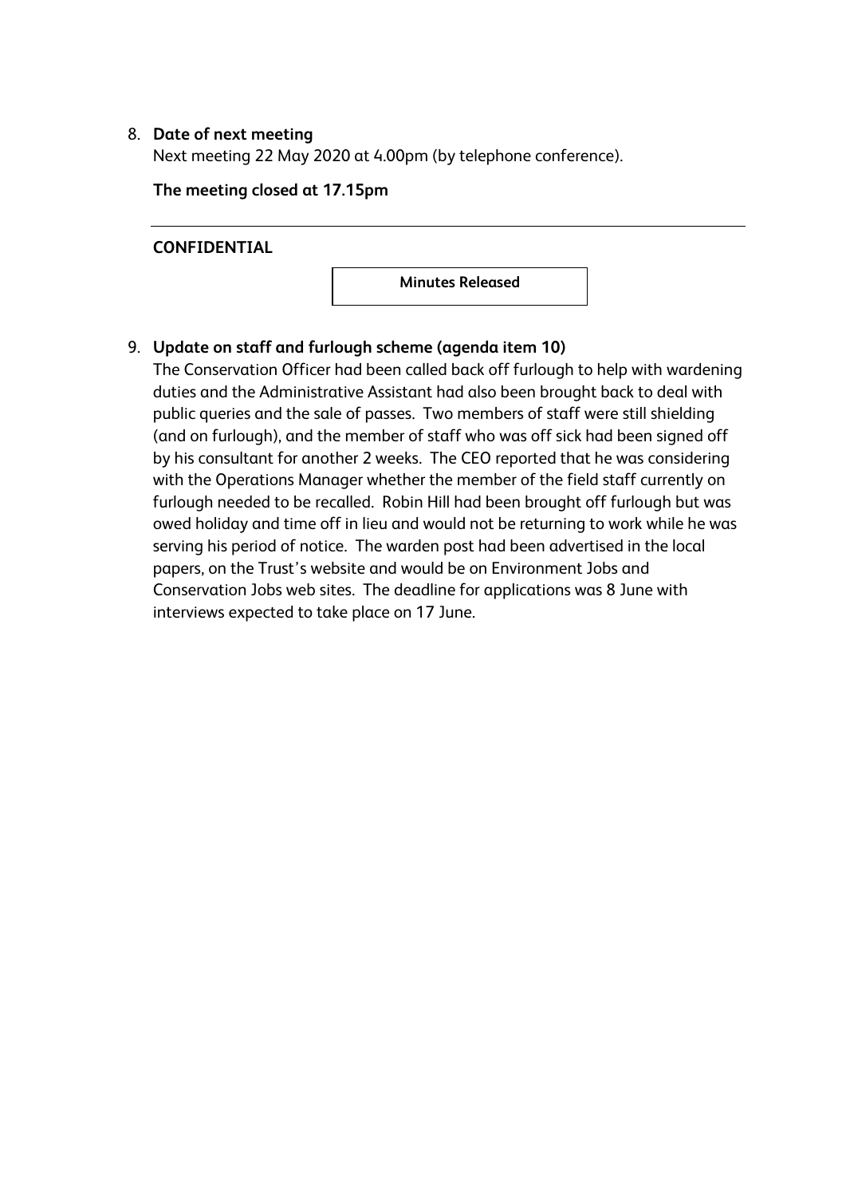8. **Date of next meeting**
   Next meeting 22 May 2020 at 4.00pm (by telephone conference).

   **The meeting closed at 17.15pm**

---

**CONFIDENTIAL**

**Minutes Released**

9. **Update on staff and furlough scheme (agenda item 10)**
   The Conservation Officer had been called back off furlough to help with wardening duties and the Administrative Assistant had also been brought back to deal with public queries and the sale of passes. Two members of staff were still shielding (and on furlough), and the member of staff who was off sick had been signed off by his consultant for another 2 weeks. The CEO reported that he was considering with the Operations Manager whether the member of the field staff currently on furlough needed to be recalled. Robin Hill had been brought off furlough but was owed holiday and time off in lieu and would not be returning to work while he was serving his period of notice. The warden post had been advertised in the local papers, on the Trust's website and would be on Environment Jobs and Conservation Jobs web sites. The deadline for applications was 8 June with interviews expected to take place on 17 June.